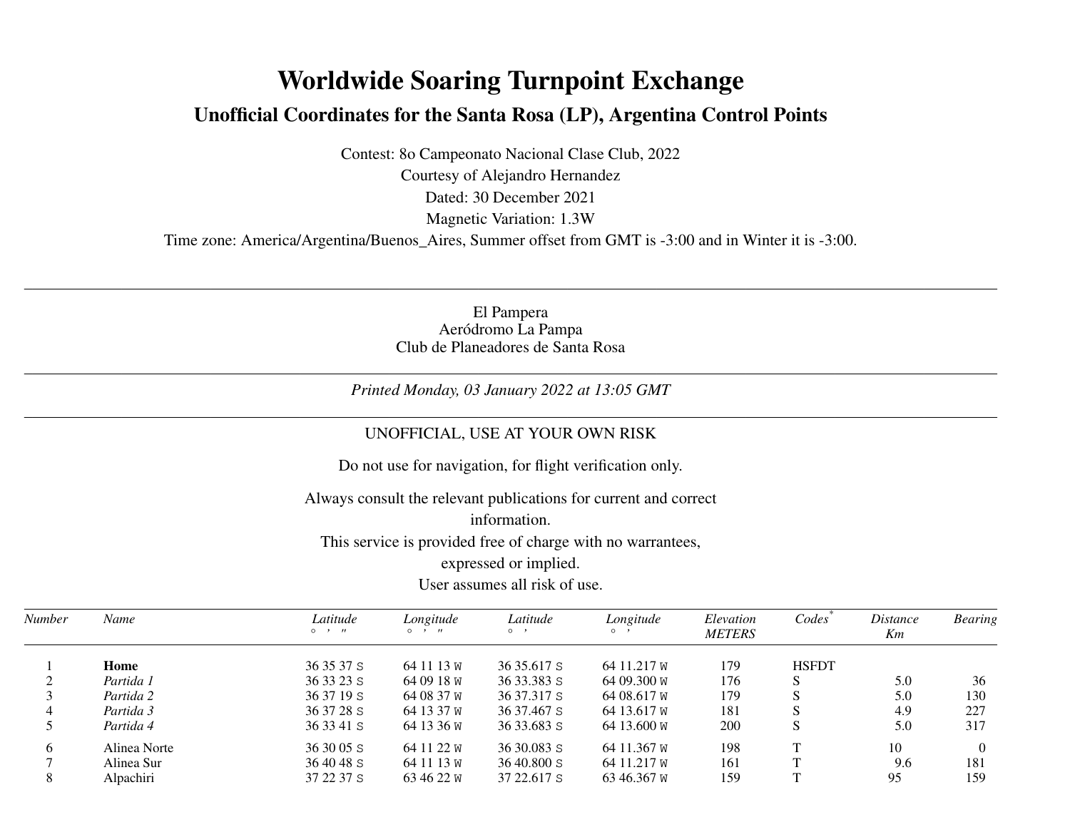# Worldwide Soaring Turnpoint Exchange

## Unofficial Coordinates for the Santa Rosa (LP), Argentina Control Points

Contest: 8o Campeonato Nacional Clase Club, 2022
Courtesy of Alejandro Hernandez
Dated: 30 December 2021
Magnetic Variation: 1.3W
Time zone: America/Argentina/Buenos_Aires, Summer offset from GMT is -3:00 and in Winter it is -3:00.

---

El Pampera
Aeródromo La Pampa
Club de Planeadores de Santa Rosa

---

*Printed Monday, 03 January 2022 at 13:05 GMT*

---

UNOFFICIAL, USE AT YOUR OWN RISK

Do not use for navigation, for flight verification only.

Always consult the relevant publications for current and correct information.
This service is provided free of charge with no warrantees, expressed or implied.
User assumes all risk of use.

| *Number* | *Name* | *Latitude* ° ' " | *Longitude* ° ' " | *Latitude* ° ' | *Longitude* ° ' | *Elevation METERS* | *Codes** | *Distance Km* | *Bearing* |
|---|---|---|---|---|---|---|---|---|---|
| 1 | **Home** | 36 35 37 S | 64 11 13 W | 36 35.617 S | 64 11.217 W | 179 | HSFDT | | |
| 2 | *Partida 1* | 36 33 23 S | 64 09 18 W | 36 33.383 S | 64 09.300 W | 176 | S | 5.0 | 36 |
| 3 | *Partida 2* | 36 37 19 S | 64 08 37 W | 36 37.317 S | 64 08.617 W | 179 | S | 5.0 | 130 |
| 4 | *Partida 3* | 36 37 28 S | 64 13 37 W | 36 37.467 S | 64 13.617 W | 181 | S | 4.9 | 227 |
| 5 | *Partida 4* | 36 33 41 S | 64 13 36 W | 36 33.683 S | 64 13.600 W | 200 | S | 5.0 | 317 |
| 6 | Alinea Norte | 36 30 05 S | 64 11 22 W | 36 30.083 S | 64 11.367 W | 198 | T | 10 | 0 |
| 7 | Alinea Sur | 36 40 48 S | 64 11 13 W | 36 40.800 S | 64 11.217 W | 161 | T | 9.6 | 181 |
| 8 | Alpachiri | 37 22 37 S | 63 46 22 W | 37 22.617 S | 63 46.367 W | 159 | T | 95 | 159 |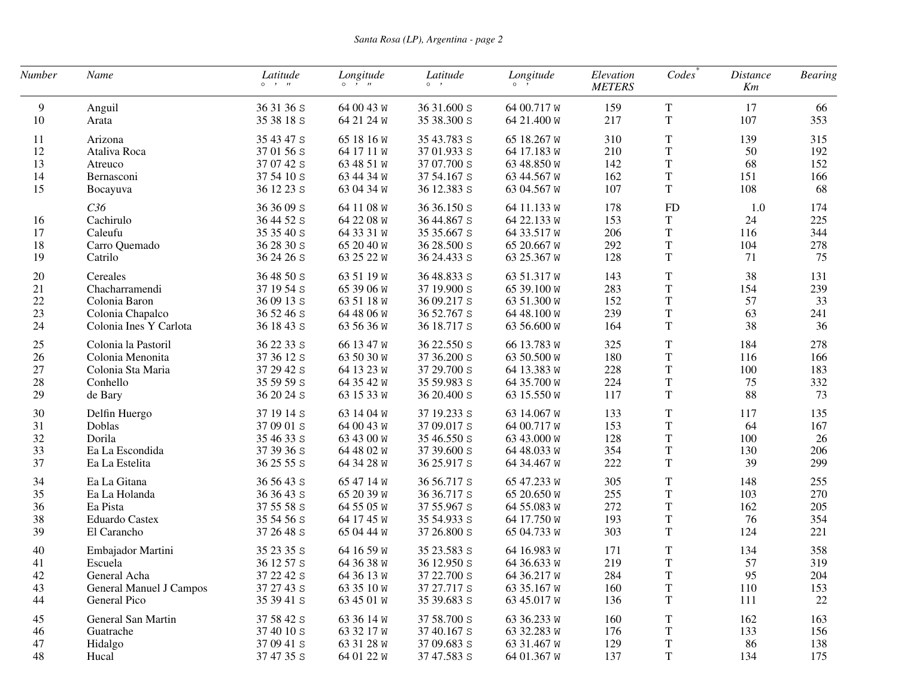| Number | Name | Latitude ° ' " | Longitude ° ' " | Latitude ° ' | Longitude ° ' | Elevation METERS | Codes[*] | Distance Km | Bearing |
|---|---|---|---|---|---|---|---|---|---|
| 9 | Anguil | 36 31 36 S | 64 00 43 W | 36 31.600 S | 64 00.717 W | 159 | T | 17 | 66 |
| 10 | Arata | 35 38 18 S | 64 21 24 W | 35 38.300 S | 64 21.400 W | 217 | T | 107 | 353 |
| 11 | Arizona | 35 43 47 S | 65 18 16 W | 35 43.783 S | 65 18.267 W | 310 | T | 139 | 315 |
| 12 | Ataliva Roca | 37 01 56 S | 64 17 11 W | 37 01.933 S | 64 17.183 W | 210 | T | 50 | 192 |
| 13 | Atreuco | 37 07 42 S | 63 48 51 W | 37 07.700 S | 63 48.850 W | 142 | T | 68 | 152 |
| 14 | Bernasconi | 37 54 10 S | 63 44 34 W | 37 54.167 S | 63 44.567 W | 162 | T | 151 | 166 |
| 15 | Bocayuva | 36 12 23 S | 63 04 34 W | 36 12.383 S | 63 04.567 W | 107 | T | 108 | 68 |
| | *C36* | 36 36 09 S | 64 11 08 W | 36 36.150 S | 64 11.133 W | 178 | FD | 1.0 | 174 |
| 16 | Cachirulo | 36 44 52 S | 64 22 08 W | 36 44.867 S | 64 22.133 W | 153 | T | 24 | 225 |
| 17 | Caleufu | 35 35 40 S | 64 33 31 W | 35 35.667 S | 64 33.517 W | 206 | T | 116 | 344 |
| 18 | Carro Quemado | 36 28 30 S | 65 20 40 W | 36 28.500 S | 65 20.667 W | 292 | T | 104 | 278 |
| 19 | Catrilo | 36 24 26 S | 63 25 22 W | 36 24.433 S | 63 25.367 W | 128 | T | 71 | 75 |
| 20 | Cereales | 36 48 50 S | 63 51 19 W | 36 48.833 S | 63 51.317 W | 143 | T | 38 | 131 |
| 21 | Chacharramendi | 37 19 54 S | 65 39 06 W | 37 19.900 S | 65 39.100 W | 283 | T | 154 | 239 |
| 22 | Colonia Baron | 36 09 13 S | 63 51 18 W | 36 09.217 S | 63 51.300 W | 152 | T | 57 | 33 |
| 23 | Colonia Chapalco | 36 52 46 S | 64 48 06 W | 36 52.767 S | 64 48.100 W | 239 | T | 63 | 241 |
| 24 | Colonia Ines Y Carlota | 36 18 43 S | 63 56 36 W | 36 18.717 S | 63 56.600 W | 164 | T | 38 | 36 |
| 25 | Colonia la Pastoril | 36 22 33 S | 66 13 47 W | 36 22.550 S | 66 13.783 W | 325 | T | 184 | 278 |
| 26 | Colonia Menonita | 37 36 12 S | 63 50 30 W | 37 36.200 S | 63 50.500 W | 180 | T | 116 | 166 |
| 27 | Colonia Sta Maria | 37 29 42 S | 64 13 23 W | 37 29.700 S | 64 13.383 W | 228 | T | 100 | 183 |
| 28 | Conhello | 35 59 59 S | 64 35 42 W | 35 59.983 S | 64 35.700 W | 224 | T | 75 | 332 |
| 29 | de Bary | 36 20 24 S | 63 15 33 W | 36 20.400 S | 63 15.550 W | 117 | T | 88 | 73 |
| 30 | Delfin Huergo | 37 19 14 S | 63 14 04 W | 37 19.233 S | 63 14.067 W | 133 | T | 117 | 135 |
| 31 | Doblas | 37 09 01 S | 64 00 43 W | 37 09.017 S | 64 00.717 W | 153 | T | 64 | 167 |
| 32 | Dorila | 35 46 33 S | 63 43 00 W | 35 46.550 S | 63 43.000 W | 128 | T | 100 | 26 |
| 33 | Ea La Escondida | 37 39 36 S | 64 48 02 W | 37 39.600 S | 64 48.033 W | 354 | T | 130 | 206 |
| 37 | Ea La Estelita | 36 25 55 S | 64 34 28 W | 36 25.917 S | 64 34.467 W | 222 | T | 39 | 299 |
| 34 | Ea La Gitana | 36 56 43 S | 65 47 14 W | 36 56.717 S | 65 47.233 W | 305 | T | 148 | 255 |
| 35 | Ea La Holanda | 36 36 43 S | 65 20 39 W | 36 36.717 S | 65 20.650 W | 255 | T | 103 | 270 |
| 36 | Ea Pista | 37 55 58 S | 64 55 05 W | 37 55.967 S | 64 55.083 W | 272 | T | 162 | 205 |
| 38 | Eduardo Castex | 35 54 56 S | 64 17 45 W | 35 54.933 S | 64 17.750 W | 193 | T | 76 | 354 |
| 39 | El Carancho | 37 26 48 S | 65 04 44 W | 37 26.800 S | 65 04.733 W | 303 | T | 124 | 221 |
| 40 | Embajador Martini | 35 23 35 S | 64 16 59 W | 35 23.583 S | 64 16.983 W | 171 | T | 134 | 358 |
| 41 | Escuela | 36 12 57 S | 64 36 38 W | 36 12.950 S | 64 36.633 W | 219 | T | 57 | 319 |
| 42 | General Acha | 37 22 42 S | 64 36 13 W | 37 22.700 S | 64 36.217 W | 284 | T | 95 | 204 |
| 43 | General Manuel J Campos | 37 27 43 S | 63 35 10 W | 37 27.717 S | 63 35.167 W | 160 | T | 110 | 153 |
| 44 | General Pico | 35 39 41 S | 63 45 01 W | 35 39.683 S | 63 45.017 W | 136 | T | 111 | 22 |
| 45 | General San Martin | 37 58 42 S | 63 36 14 W | 37 58.700 S | 63 36.233 W | 160 | T | 162 | 163 |
| 46 | Guatrache | 37 40 10 S | 63 32 17 W | 37 40.167 S | 63 32.283 W | 176 | T | 133 | 156 |
| 47 | Hidalgo | 37 09 41 S | 63 31 28 W | 37 09.683 S | 63 31.467 W | 129 | T | 86 | 138 |
| 48 | Hucal | 37 47 35 S | 64 01 22 W | 37 47.583 S | 64 01.367 W | 137 | T | 134 | 175 |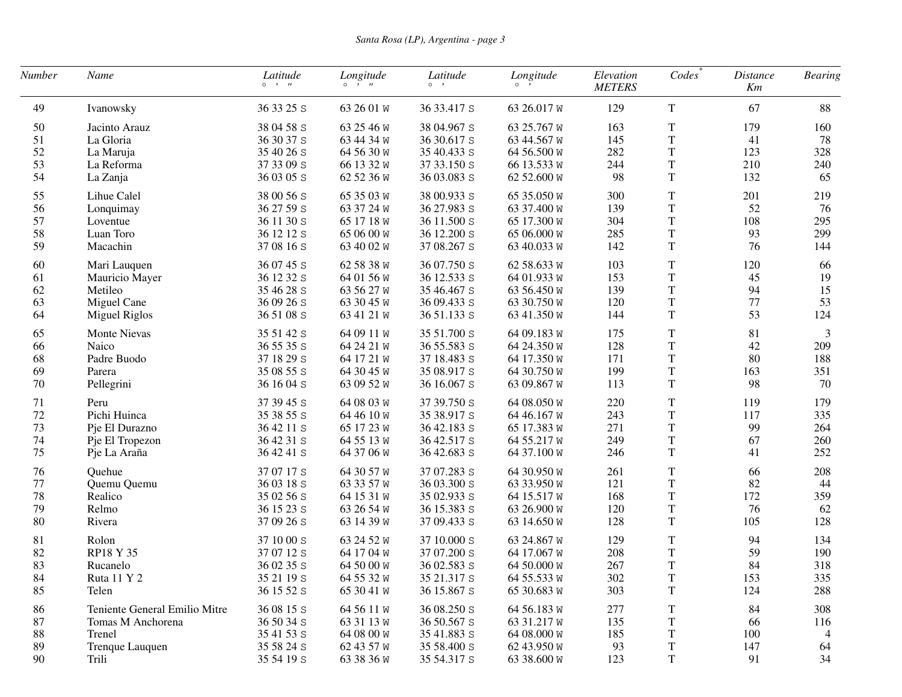| Number | Name | Latitude ° ' " | Longitude ° ' " | Latitude ° ' | Longitude ° ' | Elevation METERS | Codes* | Distance Km | Bearing |
|---|---|---|---|---|---|---|---|---|---|
| 49 | Ivanowsky | 36 33 25 S | 63 26 01 W | 36 33.417 S | 63 26.017 W | 129 | T | 67 | 88 |
| 50 | Jacinto Arauz | 38 04 58 S | 63 25 46 W | 38 04.967 S | 63 25.767 W | 163 | T | 179 | 160 |
| 51 | La Gloria | 36 30 37 S | 63 44 34 W | 36 30.617 S | 63 44.567 W | 145 | T | 41 | 78 |
| 52 | La Maruja | 35 40 26 S | 64 56 30 W | 35 40.433 S | 64 56.500 W | 282 | T | 123 | 328 |
| 53 | La Reforma | 37 33 09 S | 66 13 32 W | 37 33.150 S | 66 13.533 W | 244 | T | 210 | 240 |
| 54 | La Zanja | 36 03 05 S | 62 52 36 W | 36 03.083 S | 62 52.600 W | 98 | T | 132 | 65 |
| 55 | Lihue Calel | 38 00 56 S | 65 35 03 W | 38 00.933 S | 65 35.050 W | 300 | T | 201 | 219 |
| 56 | Lonquimay | 36 27 59 S | 63 37 24 W | 36 27.983 S | 63 37.400 W | 139 | T | 52 | 76 |
| 57 | Loventue | 36 11 30 S | 65 17 18 W | 36 11.500 S | 65 17.300 W | 304 | T | 108 | 295 |
| 58 | Luan Toro | 36 12 12 S | 65 06 00 W | 36 12.200 S | 65 06.000 W | 285 | T | 93 | 299 |
| 59 | Macachin | 37 08 16 S | 63 40 02 W | 37 08.267 S | 63 40.033 W | 142 | T | 76 | 144 |
| 60 | Mari Lauquen | 36 07 45 S | 62 58 38 W | 36 07.750 S | 62 58.633 W | 103 | T | 120 | 66 |
| 61 | Mauricio Mayer | 36 12 32 S | 64 01 56 W | 36 12.533 S | 64 01.933 W | 153 | T | 45 | 19 |
| 62 | Metileo | 35 46 28 S | 63 56 27 W | 35 46.467 S | 63 56.450 W | 139 | T | 94 | 15 |
| 63 | Miguel Cane | 36 09 26 S | 63 30 45 W | 36 09.433 S | 63 30.750 W | 120 | T | 77 | 53 |
| 64 | Miguel Riglos | 36 51 08 S | 63 41 21 W | 36 51.133 S | 63 41.350 W | 144 | T | 53 | 124 |
| 65 | Monte Nievas | 35 51 42 S | 64 09 11 W | 35 51.700 S | 64 09.183 W | 175 | T | 81 | 3 |
| 66 | Naico | 36 55 35 S | 64 24 21 W | 36 55.583 S | 64 24.350 W | 128 | T | 42 | 209 |
| 68 | Padre Buodo | 37 18 29 S | 64 17 21 W | 37 18.483 S | 64 17.350 W | 171 | T | 80 | 188 |
| 69 | Parera | 35 08 55 S | 64 30 45 W | 35 08.917 S | 64 30.750 W | 199 | T | 163 | 351 |
| 70 | Pellegrini | 36 16 04 S | 63 09 52 W | 36 16.067 S | 63 09.867 W | 113 | T | 98 | 70 |
| 71 | Peru | 37 39 45 S | 64 08 03 W | 37 39.750 S | 64 08.050 W | 220 | T | 119 | 179 |
| 72 | Pichi Huinca | 35 38 55 S | 64 46 10 W | 35 38.917 S | 64 46.167 W | 243 | T | 117 | 335 |
| 73 | Pje El Durazno | 36 42 11 S | 65 17 23 W | 36 42.183 S | 65 17.383 W | 271 | T | 99 | 264 |
| 74 | Pje El Tropezon | 36 42 31 S | 64 55 13 W | 36 42.517 S | 64 55.217 W | 249 | T | 67 | 260 |
| 75 | Pje La Araña | 36 42 41 S | 64 37 06 W | 36 42.683 S | 64 37.100 W | 246 | T | 41 | 252 |
| 76 | Quehue | 37 07 17 S | 64 30 57 W | 37 07.283 S | 64 30.950 W | 261 | T | 66 | 208 |
| 77 | Quemu Quemu | 36 03 18 S | 63 33 57 W | 36 03.300 S | 63 33.950 W | 121 | T | 82 | 44 |
| 78 | Realico | 35 02 56 S | 64 15 31 W | 35 02.933 S | 64 15.517 W | 168 | T | 172 | 359 |
| 79 | Relmo | 36 15 23 S | 63 26 54 W | 36 15.383 S | 63 26.900 W | 120 | T | 76 | 62 |
| 80 | Rivera | 37 09 26 S | 63 14 39 W | 37 09.433 S | 63 14.650 W | 128 | T | 105 | 128 |
| 81 | Rolon | 37 10 00 S | 63 24 52 W | 37 10.000 S | 63 24.867 W | 129 | T | 94 | 134 |
| 82 | RP18 Y 35 | 37 07 12 S | 64 17 04 W | 37 07.200 S | 64 17.067 W | 208 | T | 59 | 190 |
| 83 | Rucanelo | 36 02 35 S | 64 50 00 W | 36 02.583 S | 64 50.000 W | 267 | T | 84 | 318 |
| 84 | Ruta 11 Y 2 | 35 21 19 S | 64 55 32 W | 35 21.317 S | 64 55.533 W | 302 | T | 153 | 335 |
| 85 | Telen | 36 15 52 S | 65 30 41 W | 36 15.867 S | 65 30.683 W | 303 | T | 124 | 288 |
| 86 | Teniente General Emilio Mitre | 36 08 15 S | 64 56 11 W | 36 08.250 S | 64 56.183 W | 277 | T | 84 | 308 |
| 87 | Tomas M Anchorena | 36 50 34 S | 63 31 13 W | 36 50.567 S | 63 31.217 W | 135 | T | 66 | 116 |
| 88 | Trenel | 35 41 53 S | 64 08 00 W | 35 41.883 S | 64 08.000 W | 185 | T | 100 | 4 |
| 89 | Trenque Lauquen | 35 58 24 S | 62 43 57 W | 35 58.400 S | 62 43.950 W | 93 | T | 147 | 64 |
| 90 | Trili | 35 54 19 S | 63 38 36 W | 35 54.317 S | 63 38.600 W | 123 | T | 91 | 34 |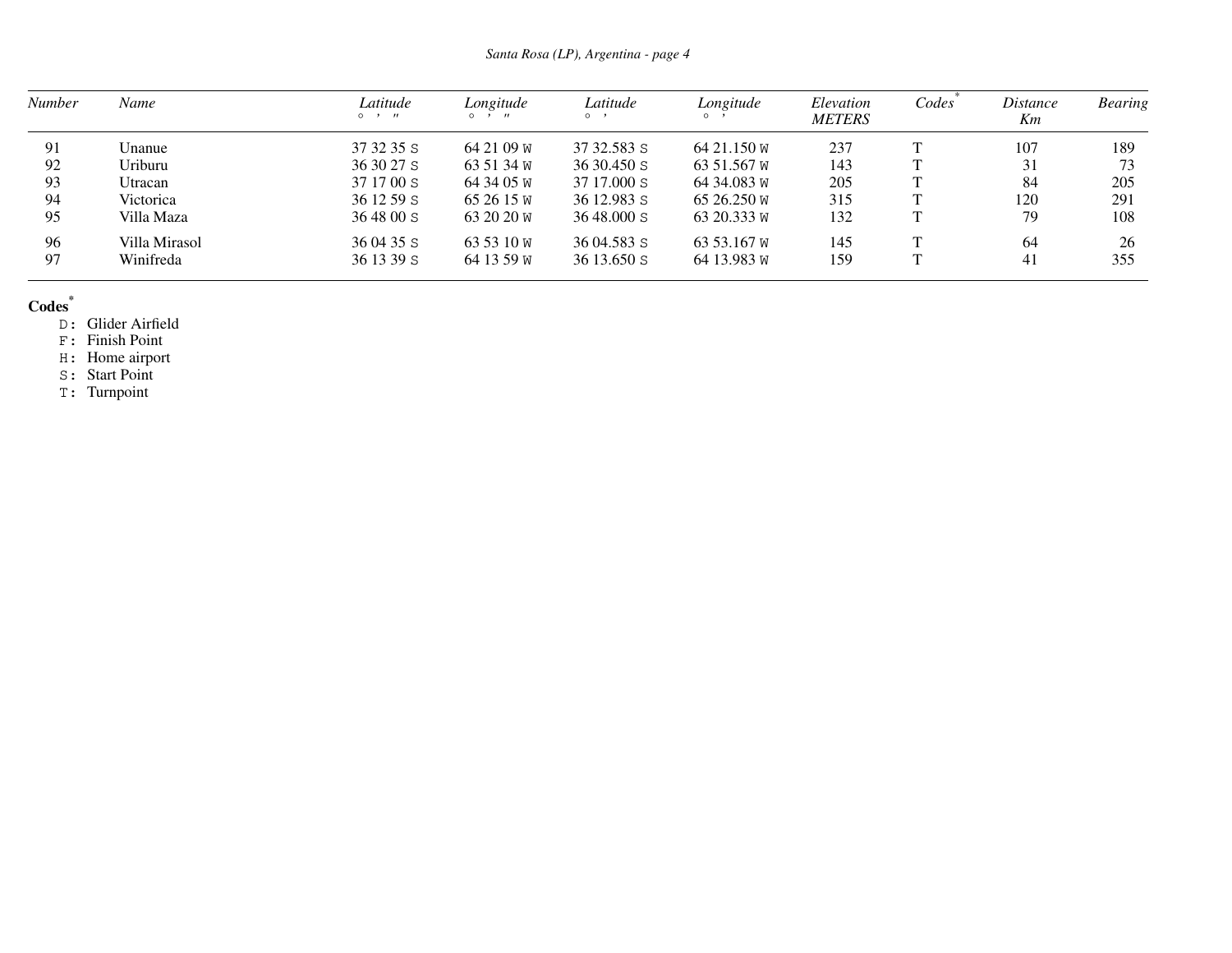| Number | Name | Latitude ° ' " | Longitude ° ' " | Latitude ° ' | Longitude ° ' | Elevation METERS | Codes* | Distance Km | Bearing |
|---|---|---|---|---|---|---|---|---|---|
| 91 | Unanue | 37 32 35 S | 64 21 09 W | 37 32.583 S | 64 21.150 W | 237 | T | 107 | 189 |
| 92 | Uriburu | 36 30 27 S | 63 51 34 W | 36 30.450 S | 63 51.567 W | 143 | T | 31 | 73 |
| 93 | Utracan | 37 17 00 S | 64 34 05 W | 37 17.000 S | 64 34.083 W | 205 | T | 84 | 205 |
| 94 | Victorica | 36 12 59 S | 65 26 15 W | 36 12.983 S | 65 26.250 W | 315 | T | 120 | 291 |
| 95 | Villa Maza | 36 48 00 S | 63 20 20 W | 36 48.000 S | 63 20.333 W | 132 | T | 79 | 108 |
| 96 | Villa Mirasol | 36 04 35 S | 63 53 10 W | 36 04.583 S | 63 53.167 W | 145 | T | 64 | 26 |
| 97 | Winifreda | 36 13 39 S | 64 13 59 W | 36 13.650 S | 64 13.983 W | 159 | T | 41 | 355 |

**Codes***

- D: Glider Airfield
- F: Finish Point
- H: Home airport
- S: Start Point
- T: Turnpoint